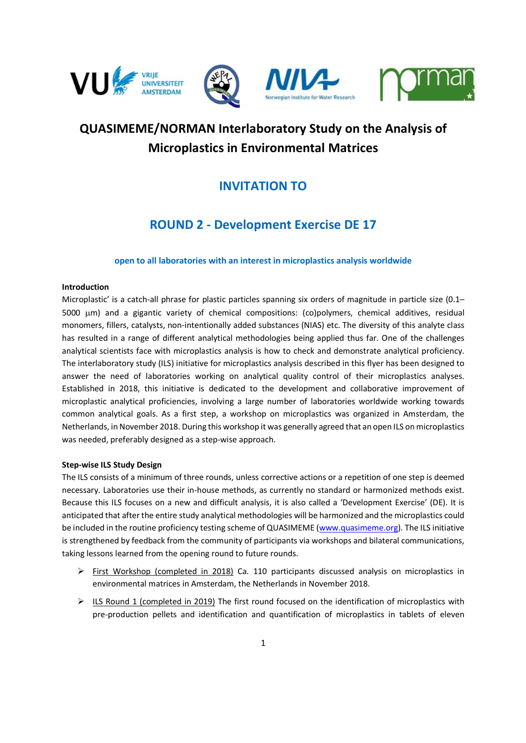# QUASIMEME/NORMAN Interlaboratory Study on the Analysis of Microplastics in Environmental Matrices

## INVITATION TO

## ROUND 2 - Development Exercise DE 17

**open to all laboratories with an interest in microplastics analysis worldwide**

**Introduction**

Microplastic' is a catch-all phrase for plastic particles spanning six orders of magnitude in particle size (0.1–5000 μm) and a gigantic variety of chemical compositions: (co)polymers, chemical additives, residual monomers, fillers, catalysts, non-intentionally added substances (NIAS) etc. The diversity of this analyte class has resulted in a range of different analytical methodologies being applied thus far. One of the challenges analytical scientists face with microplastics analysis is how to check and demonstrate analytical proficiency. The interlaboratory study (ILS) initiative for microplastics analysis described in this flyer has been designed to answer the need of laboratories working on analytical quality control of their microplastics analyses. Established in 2018, this initiative is dedicated to the development and collaborative improvement of microplastic analytical proficiencies, involving a large number of laboratories worldwide working towards common analytical goals. As a first step, a workshop on microplastics was organized in Amsterdam, the Netherlands, in November 2018. During this workshop it was generally agreed that an open ILS on microplastics was needed, preferably designed as a step-wise approach.

**Step-wise ILS Study Design**

The ILS consists of a minimum of three rounds, unless corrective actions or a repetition of one step is deemed necessary. Laboratories use their in-house methods, as currently no standard or harmonized methods exist. Because this ILS focuses on a new and difficult analysis, it is also called a 'Development Exercise' (DE). It is anticipated that after the entire study analytical methodologies will be harmonized and the microplastics could be included in the routine proficiency testing scheme of QUASIMEME (www.quasimeme.org). The ILS initiative is strengthened by feedback from the community of participants via workshops and bilateral communications, taking lessons learned from the opening round to future rounds.

- First Workshop (completed in 2018) Ca. 110 participants discussed analysis on microplastics in environmental matrices in Amsterdam, the Netherlands in November 2018.
- ILS Round 1 (completed in 2019) The first round focused on the identification of microplastics with pre-production pellets and identification and quantification of microplastics in tablets of eleven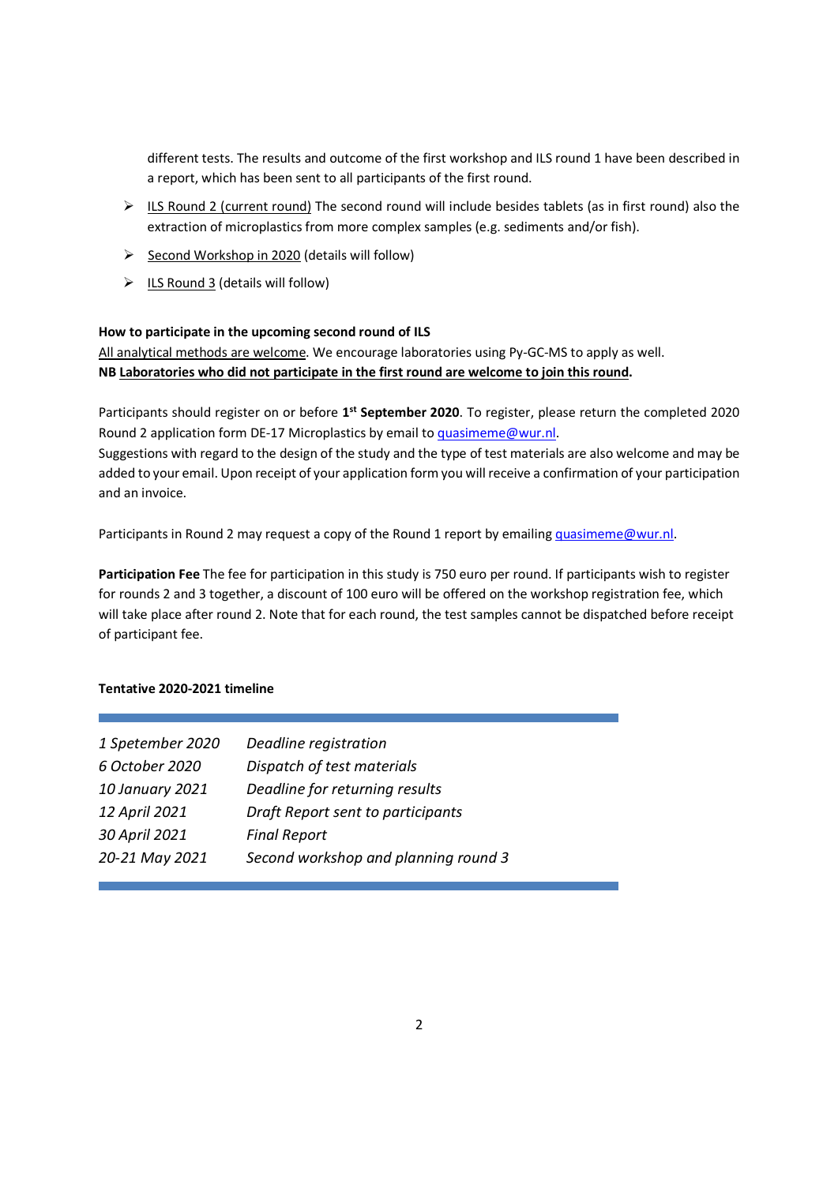different tests. The results and outcome of the first workshop and ILS round 1 have been described in a report, which has been sent to all participants of the first round.

- ILS Round 2 (current round) The second round will include besides tablets (as in first round) also the extraction of microplastics from more complex samples (e.g. sediments and/or fish).
- Second Workshop in 2020 (details will follow)
- ILS Round 3 (details will follow)

**How to participate in the upcoming second round of ILS**

All analytical methods are welcome. We encourage laboratories using Py-GC-MS to apply as well.
**NB Laboratories who did not participate in the first round are welcome to join this round.**

Participants should register on or before **1st September 2020**. To register, please return the completed 2020 Round 2 application form DE-17 Microplastics by email to quasimeme@wur.nl.
Suggestions with regard to the design of the study and the type of test materials are also welcome and may be added to your email. Upon receipt of your application form you will receive a confirmation of your participation and an invoice.

Participants in Round 2 may request a copy of the Round 1 report by emailing quasimeme@wur.nl.

**Participation Fee** The fee for participation in this study is 750 euro per round. If participants wish to register for rounds 2 and 3 together, a discount of 100 euro will be offered on the workshop registration fee, which will take place after round 2. Note that for each round, the test samples cannot be dispatched before receipt of participant fee.

**Tentative 2020-2021 timeline**

| | |
|---|---|
| *1 Spetember 2020* | *Deadline registration* |
| *6 October 2020* | *Dispatch of test materials* |
| *10 January 2021* | *Deadline for returning results* |
| *12 April 2021* | *Draft Report sent to participants* |
| *30 April 2021* | *Final Report* |
| *20-21 May 2021* | *Second workshop and planning round 3* |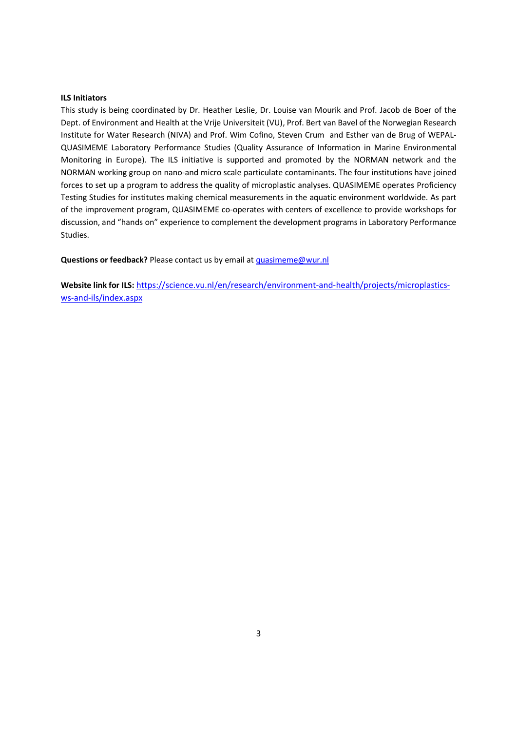**ILS Initiators**

This study is being coordinated by Dr. Heather Leslie, Dr. Louise van Mourik and Prof. Jacob de Boer of the Dept. of Environment and Health at the Vrije Universiteit (VU), Prof. Bert van Bavel of the Norwegian Research Institute for Water Research (NIVA) and Prof. Wim Cofino, Steven Crum and Esther van de Brug of WEPAL-QUASIMEME Laboratory Performance Studies (Quality Assurance of Information in Marine Environmental Monitoring in Europe). The ILS initiative is supported and promoted by the NORMAN network and the NORMAN working group on nano-and micro scale particulate contaminants. The four institutions have joined forces to set up a program to address the quality of microplastic analyses. QUASIMEME operates Proficiency Testing Studies for institutes making chemical measurements in the aquatic environment worldwide. As part of the improvement program, QUASIMEME co-operates with centers of excellence to provide workshops for discussion, and "hands on" experience to complement the development programs in Laboratory Performance Studies.

**Questions or feedback?** Please contact us by email at [quasimeme@wur.nl](mailto:quasimeme@wur.nl)

**Website link for ILS:** [https://science.vu.nl/en/research/environment-and-health/projects/microplastics-ws-and-ils/index.aspx](https://science.vu.nl/en/research/environment-and-health/projects/microplastics-ws-and-ils/index.aspx)